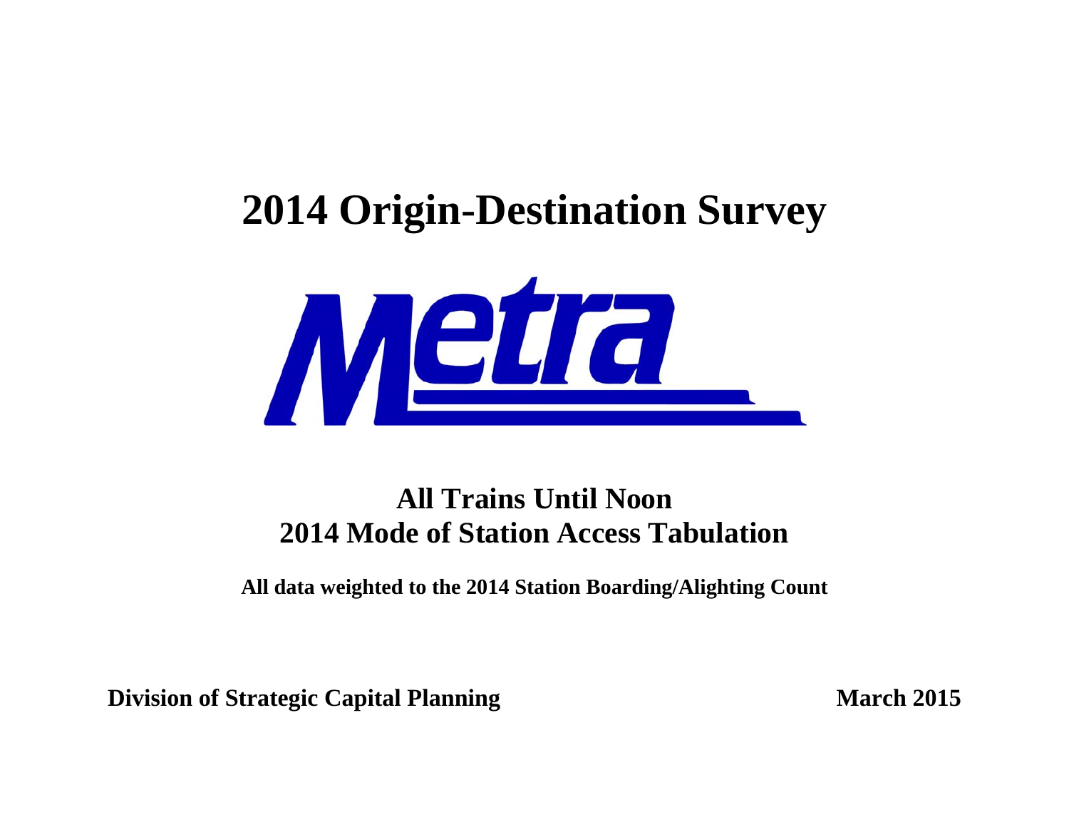# 2014 Origin-Destination Survey

Metra

## All Trains Until Noon
## 2014 Mode of Station Access Tabulation

**All data weighted to the 2014 Station Boarding/Alighting Count**

**Division of Strategic Capital Planning** **March 2015**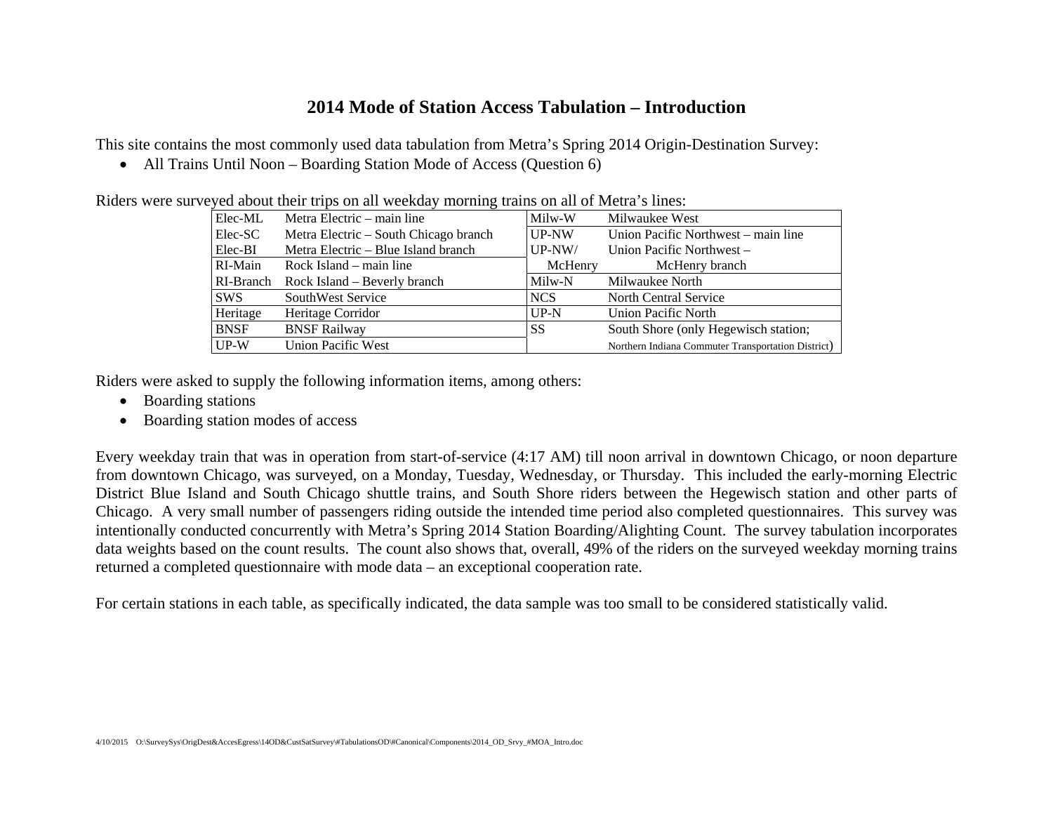# 2014 Mode of Station Access Tabulation – Introduction

This site contains the most commonly used data tabulation from Metra's Spring 2014 Origin-Destination Survey:

- All Trains Until Noon – Boarding Station Mode of Access (Question 6)

Riders were surveyed about their trips on all weekday morning trains on all of Metra's lines:

| | | | |
|---|---|---|---|
| Elec-ML | Metra Electric – main line | Milw-W | Milwaukee West |
| Elec-SC | Metra Electric – South Chicago branch | UP-NW | Union Pacific Northwest – main line |
| Elec-BI | Metra Electric – Blue Island branch | UP-NW/ McHenry | Union Pacific Northwest – McHenry branch |
| RI-Main | Rock Island – main line | | |
| RI-Branch | Rock Island – Beverly branch | Milw-N | Milwaukee North |
| SWS | SouthWest Service | NCS | North Central Service |
| Heritage | Heritage Corridor | UP-N | Union Pacific North |
| BNSF | BNSF Railway | SS | South Shore (only Hegewisch station; Northern Indiana Commuter Transportation District) |
| UP-W | Union Pacific West | | |

Riders were asked to supply the following information items, among others:

- Boarding stations
- Boarding station modes of access

Every weekday train that was in operation from start-of-service (4:17 AM) till noon arrival in downtown Chicago, or noon departure from downtown Chicago, was surveyed, on a Monday, Tuesday, Wednesday, or Thursday. This included the early-morning Electric District Blue Island and South Chicago shuttle trains, and South Shore riders between the Hegewisch station and other parts of Chicago. A very small number of passengers riding outside the intended time period also completed questionnaires. This survey was intentionally conducted concurrently with Metra's Spring 2014 Station Boarding/Alighting Count. The survey tabulation incorporates data weights based on the count results. The count also shows that, overall, 49% of the riders on the surveyed weekday morning trains returned a completed questionnaire with mode data – an exceptional cooperation rate.

For certain stations in each table, as specifically indicated, the data sample was too small to be considered statistically valid.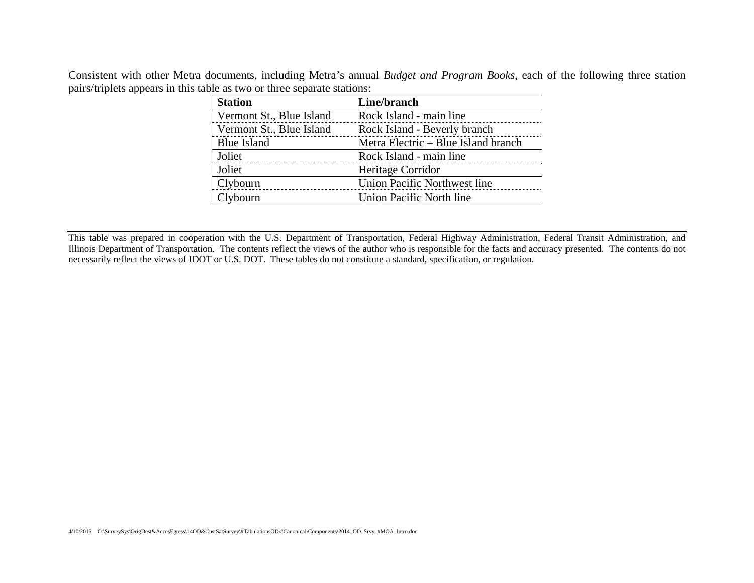Consistent with other Metra documents, including Metra's annual *Budget and Program Books*, each of the following three station pairs/triplets appears in this table as two or three separate stations:

| Station | Line/branch |
|---|---|
| Vermont St., Blue Island | Rock Island - main line |
| Vermont St., Blue Island | Rock Island - Beverly branch |
| Blue Island | Metra Electric – Blue Island branch |
| Joliet | Rock Island - main line |
| Joliet | Heritage Corridor |
| Clybourn | Union Pacific Northwest line |
| Clybourn | Union Pacific North line |

---

This table was prepared in cooperation with the U.S. Department of Transportation, Federal Highway Administration, Federal Transit Administration, and Illinois Department of Transportation. The contents reflect the views of the author who is responsible for the facts and accuracy presented. The contents do not necessarily reflect the views of IDOT or U.S. DOT. These tables do not constitute a standard, specification, or regulation.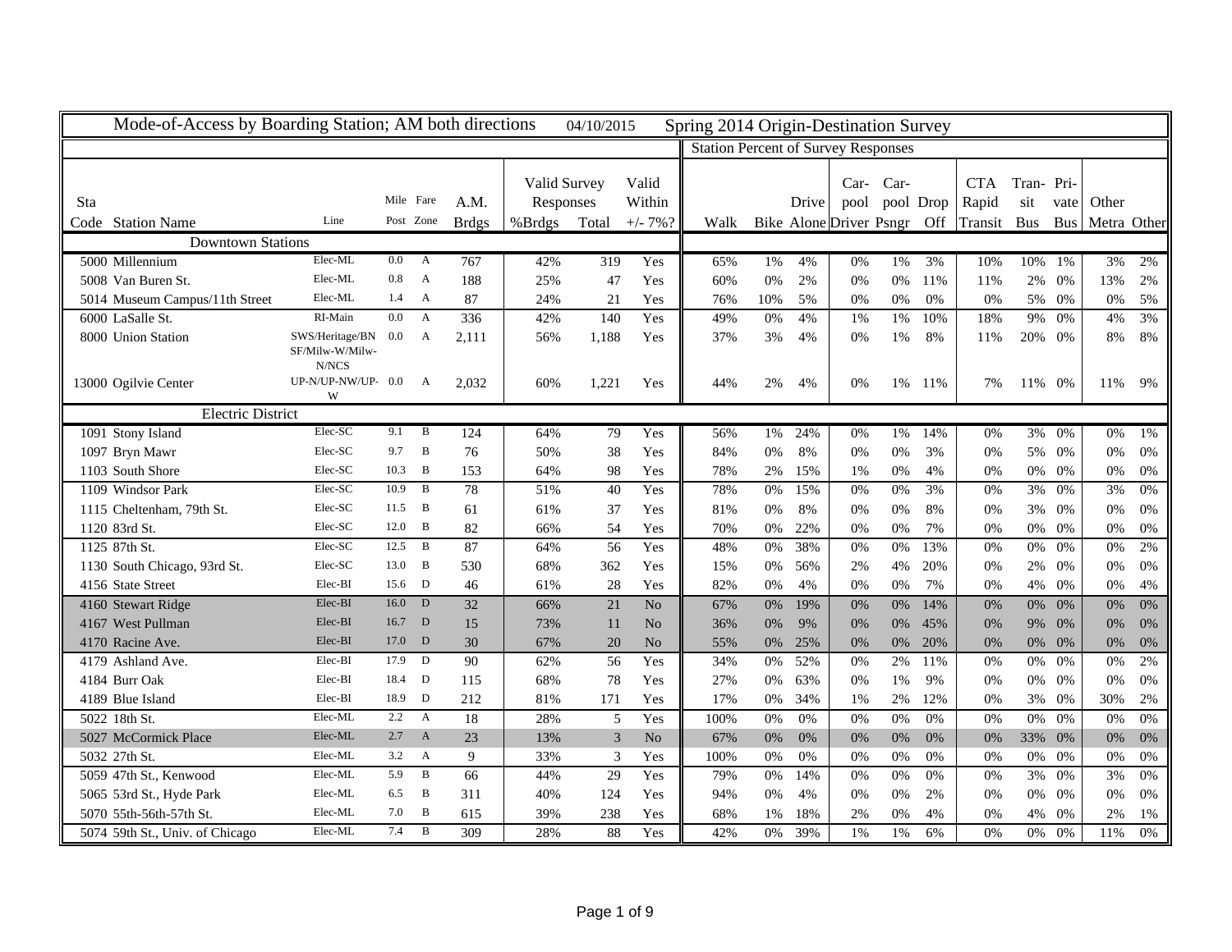## Mode-of-Access by Boarding Station; AM both directions — 04/10/2015 — Spring 2014 Origin-Destination Survey

| Sta Code | Station Name | Line | Mile Post | Fare Zone | A.M. Brdgs | Valid Survey Responses %Brdgs | Valid Survey Responses Total | Valid Within +/- 7%? | Walk | Bike | Drive Alone | Car-pool Driver | Car-pool Psngr | Drop Off | CTA Rapid Transit | Tran-sit Bus | Pri-vate Bus | Other Metra | Other |
|---|---|---|---|---|---|---|---|---|---|---|---|---|---|---|---|---|---|---|---|
| | **Downtown Stations** | | | | | | | | | | | | | | | | | | |
| 5000 | Millennium | Elec-ML | 0.0 | A | 767 | 42% | 319 | Yes | 65% | 1% | 4% | 0% | 1% | 3% | 10% | 10% | 1% | 3% | 2% |
| 5008 | Van Buren St. | Elec-ML | 0.8 | A | 188 | 25% | 47 | Yes | 60% | 0% | 2% | 0% | 0% | 11% | 11% | 2% | 0% | 13% | 2% |
| 5014 | Museum Campus/11th Street | Elec-ML | 1.4 | A | 87 | 24% | 21 | Yes | 76% | 10% | 5% | 0% | 0% | 0% | 0% | 5% | 0% | 0% | 5% |
| 6000 | LaSalle St. | RI-Main | 0.0 | A | 336 | 42% | 140 | Yes | 49% | 0% | 4% | 1% | 1% | 10% | 18% | 9% | 0% | 4% | 3% |
| 8000 | Union Station | SWS/Heritage/BNSF/Milw-W/Milw-N/NCS | 0.0 | A | 2,111 | 56% | 1,188 | Yes | 37% | 3% | 4% | 0% | 1% | 8% | 11% | 20% | 0% | 8% | 8% |
| 13000 | Ogilvie Center | UP-N/UP-NW/UP-W | 0.0 | A | 2,032 | 60% | 1,221 | Yes | 44% | 2% | 4% | 0% | 1% | 11% | 7% | 11% | 0% | 11% | 9% |
| | **Electric District** | | | | | | | | | | | | | | | | | | |
| 1091 | Stony Island | Elec-SC | 9.1 | B | 124 | 64% | 79 | Yes | 56% | 1% | 24% | 0% | 1% | 14% | 0% | 3% | 0% | 0% | 1% |
| 1097 | Bryn Mawr | Elec-SC | 9.7 | B | 76 | 50% | 38 | Yes | 84% | 0% | 8% | 0% | 0% | 3% | 0% | 5% | 0% | 0% | 0% |
| 1103 | South Shore | Elec-SC | 10.3 | B | 153 | 64% | 98 | Yes | 78% | 2% | 15% | 1% | 0% | 4% | 0% | 0% | 0% | 0% | 0% |
| 1109 | Windsor Park | Elec-SC | 10.9 | B | 78 | 51% | 40 | Yes | 78% | 0% | 15% | 0% | 0% | 3% | 0% | 3% | 0% | 3% | 0% |
| 1115 | Cheltenham, 79th St. | Elec-SC | 11.5 | B | 61 | 61% | 37 | Yes | 81% | 0% | 8% | 0% | 0% | 8% | 0% | 3% | 0% | 0% | 0% |
| 1120 | 83rd St. | Elec-SC | 12.0 | B | 82 | 66% | 54 | Yes | 70% | 0% | 22% | 0% | 0% | 7% | 0% | 0% | 0% | 0% | 0% |
| 1125 | 87th St. | Elec-SC | 12.5 | B | 87 | 64% | 56 | Yes | 48% | 0% | 38% | 0% | 0% | 13% | 0% | 0% | 0% | 0% | 2% |
| 1130 | South Chicago, 93rd St. | Elec-SC | 13.0 | B | 530 | 68% | 362 | Yes | 15% | 0% | 56% | 2% | 4% | 20% | 0% | 2% | 0% | 0% | 0% |
| 4156 | State Street | Elec-BI | 15.6 | D | 46 | 61% | 28 | Yes | 82% | 0% | 4% | 0% | 0% | 7% | 0% | 4% | 0% | 0% | 4% |
| 4160 | Stewart Ridge | Elec-BI | 16.0 | D | 32 | 66% | 21 | No | 67% | 0% | 19% | 0% | 0% | 14% | 0% | 0% | 0% | 0% | 0% |
| 4167 | West Pullman | Elec-BI | 16.7 | D | 15 | 73% | 11 | No | 36% | 0% | 9% | 0% | 0% | 45% | 0% | 9% | 0% | 0% | 0% |
| 4170 | Racine Ave. | Elec-BI | 17.0 | D | 30 | 67% | 20 | No | 55% | 0% | 25% | 0% | 0% | 20% | 0% | 0% | 0% | 0% | 0% |
| 4179 | Ashland Ave. | Elec-BI | 17.9 | D | 90 | 62% | 56 | Yes | 34% | 0% | 52% | 0% | 2% | 11% | 0% | 0% | 0% | 0% | 2% |
| 4184 | Burr Oak | Elec-BI | 18.4 | D | 115 | 68% | 78 | Yes | 27% | 0% | 63% | 0% | 1% | 9% | 0% | 0% | 0% | 0% | 0% |
| 4189 | Blue Island | Elec-BI | 18.9 | D | 212 | 81% | 171 | Yes | 17% | 0% | 34% | 1% | 2% | 12% | 0% | 3% | 0% | 30% | 2% |
| 5022 | 18th St. | Elec-ML | 2.2 | A | 18 | 28% | 5 | Yes | 100% | 0% | 0% | 0% | 0% | 0% | 0% | 0% | 0% | 0% | 0% |
| 5027 | McCormick Place | Elec-ML | 2.7 | A | 23 | 13% | 3 | No | 67% | 0% | 0% | 0% | 0% | 0% | 0% | 33% | 0% | 0% | 0% |
| 5032 | 27th St. | Elec-ML | 3.2 | A | 9 | 33% | 3 | Yes | 100% | 0% | 0% | 0% | 0% | 0% | 0% | 0% | 0% | 0% | 0% |
| 5059 | 47th St., Kenwood | Elec-ML | 5.9 | B | 66 | 44% | 29 | Yes | 79% | 0% | 14% | 0% | 0% | 0% | 0% | 3% | 0% | 3% | 0% |
| 5065 | 53rd St., Hyde Park | Elec-ML | 6.5 | B | 311 | 40% | 124 | Yes | 94% | 0% | 4% | 0% | 0% | 2% | 0% | 0% | 0% | 0% | 0% |
| 5070 | 55th-56th-57th St. | Elec-ML | 7.0 | B | 615 | 39% | 238 | Yes | 68% | 1% | 18% | 2% | 0% | 4% | 0% | 4% | 0% | 2% | 1% |
| 5074 | 59th St., Univ. of Chicago | Elec-ML | 7.4 | B | 309 | 28% | 88 | Yes | 42% | 0% | 39% | 1% | 1% | 6% | 0% | 0% | 0% | 11% | 0% |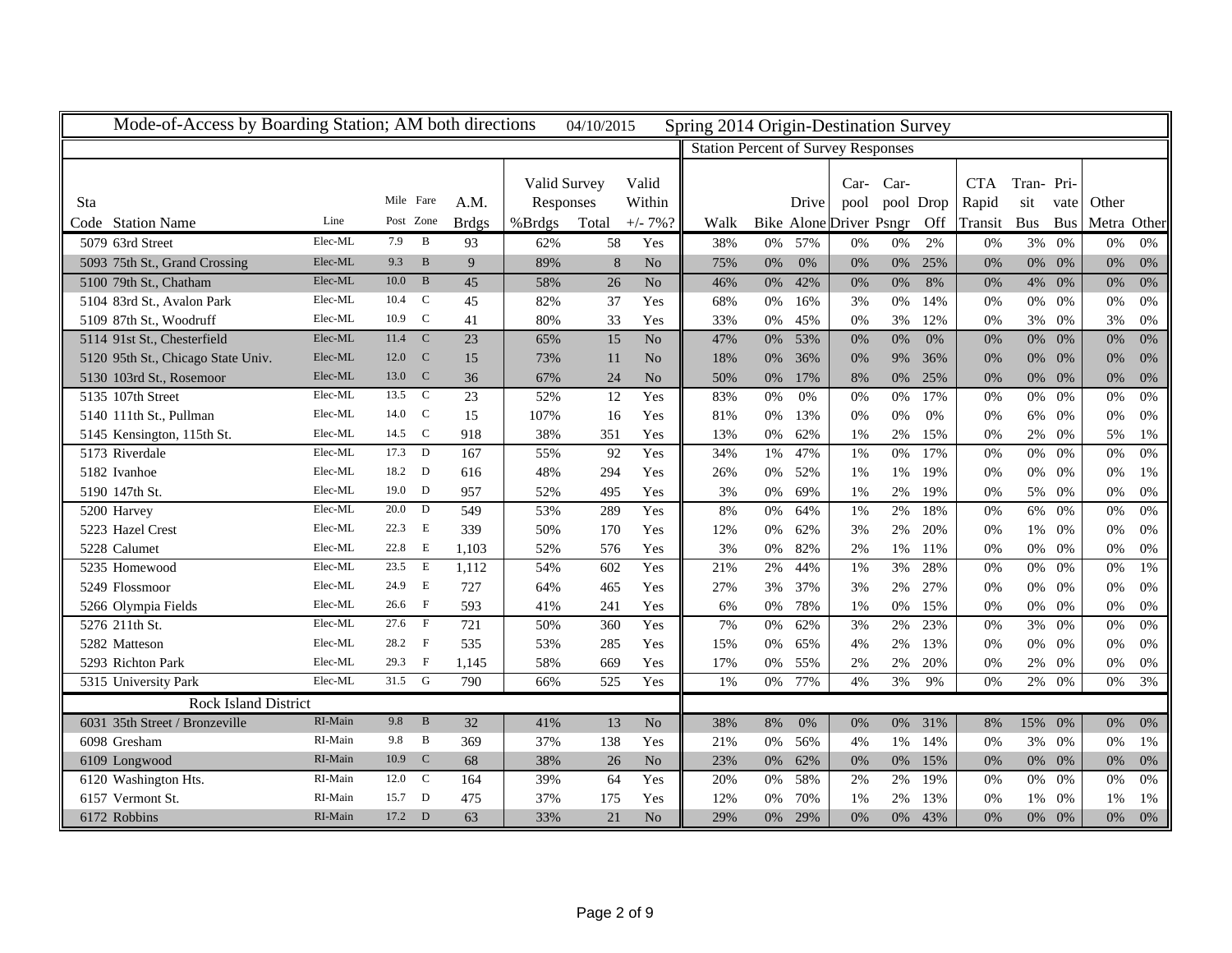Mode-of-Access by Boarding Station; AM both directions 04/10/2015 Spring 2014 Origin-Destination Survey

| Sta Code | Station Name | Line | Mile Post | Fare Zone | A.M. Brdgs | Valid Survey Responses %Brdgs | Valid Survey Responses Total | Valid Within +/- 7%? | Walk | Bike | Drive Alone | Car-pool Driver | Car-pool Psngr | Drop Off | CTA Rapid Transit | Tran-sit Bus | Pri-vate Bus | Other Metra | Other |
|---|---|---|---|---|---|---|---|---|---|---|---|---|---|---|---|---|---|---|---|
| | | | | | | | | | Station Percent of Survey Responses | | | | | | | | | | |
| 5079 | 63rd Street | Elec-ML | 7.9 | B | 93 | 62% | 58 | Yes | 38% | 0% | 57% | 0% | 0% | 2% | 0% | 3% | 0% | 0% | 0% |
| 5093 | 75th St., Grand Crossing | Elec-ML | 9.3 | B | 9 | 89% | 8 | No | 75% | 0% | 0% | 0% | 0% | 25% | 0% | 0% | 0% | 0% | 0% |
| 5100 | 79th St., Chatham | Elec-ML | 10.0 | B | 45 | 58% | 26 | No | 46% | 0% | 42% | 0% | 0% | 8% | 0% | 4% | 0% | 0% | 0% |
| 5104 | 83rd St., Avalon Park | Elec-ML | 10.4 | C | 45 | 82% | 37 | Yes | 68% | 0% | 16% | 3% | 0% | 14% | 0% | 0% | 0% | 0% | 0% |
| 5109 | 87th St., Woodruff | Elec-ML | 10.9 | C | 41 | 80% | 33 | Yes | 33% | 0% | 45% | 0% | 3% | 12% | 0% | 3% | 0% | 3% | 0% |
| 5114 | 91st St., Chesterfield | Elec-ML | 11.4 | C | 23 | 65% | 15 | No | 47% | 0% | 53% | 0% | 0% | 0% | 0% | 0% | 0% | 0% | 0% |
| 5120 | 95th St., Chicago State Univ. | Elec-ML | 12.0 | C | 15 | 73% | 11 | No | 18% | 0% | 36% | 0% | 9% | 36% | 0% | 0% | 0% | 0% | 0% |
| 5130 | 103rd St., Rosemoor | Elec-ML | 13.0 | C | 36 | 67% | 24 | No | 50% | 0% | 17% | 8% | 0% | 25% | 0% | 0% | 0% | 0% | 0% |
| 5135 | 107th Street | Elec-ML | 13.5 | C | 23 | 52% | 12 | Yes | 83% | 0% | 0% | 0% | 0% | 17% | 0% | 0% | 0% | 0% | 0% |
| 5140 | 111th St., Pullman | Elec-ML | 14.0 | C | 15 | 107% | 16 | Yes | 81% | 0% | 13% | 0% | 0% | 0% | 0% | 6% | 0% | 0% | 0% |
| 5145 | Kensington, 115th St. | Elec-ML | 14.5 | C | 918 | 38% | 351 | Yes | 13% | 0% | 62% | 1% | 2% | 15% | 0% | 2% | 0% | 5% | 1% |
| 5173 | Riverdale | Elec-ML | 17.3 | D | 167 | 55% | 92 | Yes | 34% | 1% | 47% | 1% | 0% | 17% | 0% | 0% | 0% | 0% | 0% |
| 5182 | Ivanhoe | Elec-ML | 18.2 | D | 616 | 48% | 294 | Yes | 26% | 0% | 52% | 1% | 1% | 19% | 0% | 0% | 0% | 0% | 1% |
| 5190 | 147th St. | Elec-ML | 19.0 | D | 957 | 52% | 495 | Yes | 3% | 0% | 69% | 1% | 2% | 19% | 0% | 5% | 0% | 0% | 0% |
| 5200 | Harvey | Elec-ML | 20.0 | D | 549 | 53% | 289 | Yes | 8% | 0% | 64% | 1% | 2% | 18% | 0% | 6% | 0% | 0% | 0% |
| 5223 | Hazel Crest | Elec-ML | 22.3 | E | 339 | 50% | 170 | Yes | 12% | 0% | 62% | 3% | 2% | 20% | 0% | 1% | 0% | 0% | 0% |
| 5228 | Calumet | Elec-ML | 22.8 | E | 1,103 | 52% | 576 | Yes | 3% | 0% | 82% | 2% | 1% | 11% | 0% | 0% | 0% | 0% | 0% |
| 5235 | Homewood | Elec-ML | 23.5 | E | 1,112 | 54% | 602 | Yes | 21% | 2% | 44% | 1% | 3% | 28% | 0% | 0% | 0% | 0% | 1% |
| 5249 | Flossmoor | Elec-ML | 24.9 | E | 727 | 64% | 465 | Yes | 27% | 3% | 37% | 3% | 2% | 27% | 0% | 0% | 0% | 0% | 0% |
| 5266 | Olympia Fields | Elec-ML | 26.6 | F | 593 | 41% | 241 | Yes | 6% | 0% | 78% | 1% | 0% | 15% | 0% | 0% | 0% | 0% | 0% |
| 5276 | 211th St. | Elec-ML | 27.6 | F | 721 | 50% | 360 | Yes | 7% | 0% | 62% | 3% | 2% | 23% | 0% | 3% | 0% | 0% | 0% |
| 5282 | Matteson | Elec-ML | 28.2 | F | 535 | 53% | 285 | Yes | 15% | 0% | 65% | 4% | 2% | 13% | 0% | 0% | 0% | 0% | 0% |
| 5293 | Richton Park | Elec-ML | 29.3 | F | 1,145 | 58% | 669 | Yes | 17% | 0% | 55% | 2% | 2% | 20% | 0% | 2% | 0% | 0% | 0% |
| 5315 | University Park | Elec-ML | 31.5 | G | 790 | 66% | 525 | Yes | 1% | 0% | 77% | 4% | 3% | 9% | 0% | 2% | 0% | 0% | 3% |
| | **Rock Island District** | | | | | | | | | | | | | | | | | | |
| 6031 | 35th Street / Bronzeville | RI-Main | 9.8 | B | 32 | 41% | 13 | No | 38% | 8% | 0% | 0% | 0% | 31% | 8% | 15% | 0% | 0% | 0% |
| 6098 | Gresham | RI-Main | 9.8 | B | 369 | 37% | 138 | Yes | 21% | 0% | 56% | 4% | 1% | 14% | 0% | 3% | 0% | 0% | 1% |
| 6109 | Longwood | RI-Main | 10.9 | C | 68 | 38% | 26 | No | 23% | 0% | 62% | 0% | 0% | 15% | 0% | 0% | 0% | 0% | 0% |
| 6120 | Washington Hts. | RI-Main | 12.0 | C | 164 | 39% | 64 | Yes | 20% | 0% | 58% | 2% | 2% | 19% | 0% | 0% | 0% | 0% | 0% |
| 6157 | Vermont St. | RI-Main | 15.7 | D | 475 | 37% | 175 | Yes | 12% | 0% | 70% | 1% | 2% | 13% | 0% | 1% | 0% | 1% | 1% |
| 6172 | Robbins | RI-Main | 17.2 | D | 63 | 33% | 21 | No | 29% | 0% | 29% | 0% | 0% | 43% | 0% | 0% | 0% | 0% | 0% |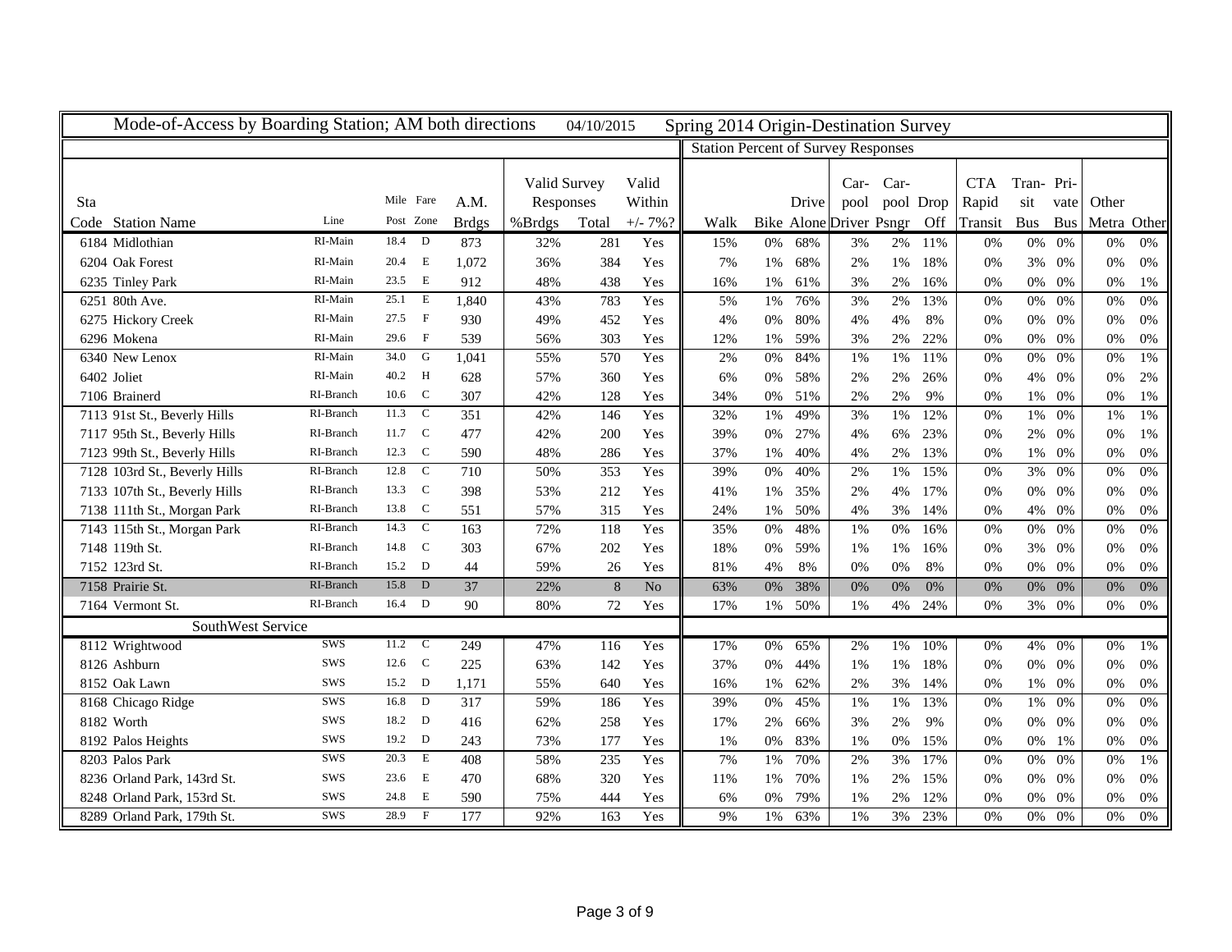Mode-of-Access by Boarding Station; AM both directions 04/10/2015 Spring 2014 Origin-Destination Survey

| Sta Code | Station Name | Line | Mile Post | Fare Zone | A.M. Brdgs | Valid Survey Responses %Brdgs | Valid Survey Responses Total | Valid Within +/- 7%? | Walk | Bike | Drive Alone | Car-pool Driver | Car-pool Psngr | Drop Off | CTA Rapid Transit | Transit Bus | Private Bus | Other Metra | Other |
|---|---|---|---|---|---|---|---|---|---|---|---|---|---|---|---|---|---|---|---|
| | | | | | | | | | **Station Percent of Survey Responses** | | | | | | | | | | |
| 6184 | Midlothian | RI-Main | 18.4 | D | 873 | 32% | 281 | Yes | 15% | 0% | 68% | 3% | 2% | 11% | 0% | 0% | 0% | 0% | 0% |
| 6204 | Oak Forest | RI-Main | 20.4 | E | 1,072 | 36% | 384 | Yes | 7% | 1% | 68% | 2% | 1% | 18% | 0% | 3% | 0% | 0% | 0% |
| 6235 | Tinley Park | RI-Main | 23.5 | E | 912 | 48% | 438 | Yes | 16% | 1% | 61% | 3% | 2% | 16% | 0% | 0% | 0% | 0% | 1% |
| 6251 | 80th Ave. | RI-Main | 25.1 | E | 1,840 | 43% | 783 | Yes | 5% | 1% | 76% | 3% | 2% | 13% | 0% | 0% | 0% | 0% | 0% |
| 6275 | Hickory Creek | RI-Main | 27.5 | F | 930 | 49% | 452 | Yes | 4% | 0% | 80% | 4% | 4% | 8% | 0% | 0% | 0% | 0% | 0% |
| 6296 | Mokena | RI-Main | 29.6 | F | 539 | 56% | 303 | Yes | 12% | 1% | 59% | 3% | 2% | 22% | 0% | 0% | 0% | 0% | 0% |
| 6340 | New Lenox | RI-Main | 34.0 | G | 1,041 | 55% | 570 | Yes | 2% | 0% | 84% | 1% | 1% | 11% | 0% | 0% | 0% | 0% | 1% |
| 6402 | Joliet | RI-Main | 40.2 | H | 628 | 57% | 360 | Yes | 6% | 0% | 58% | 2% | 2% | 26% | 0% | 4% | 0% | 0% | 2% |
| 7106 | Brainerd | RI-Branch | 10.6 | C | 307 | 42% | 128 | Yes | 34% | 0% | 51% | 2% | 2% | 9% | 0% | 1% | 0% | 0% | 1% |
| 7113 | 91st St., Beverly Hills | RI-Branch | 11.3 | C | 351 | 42% | 146 | Yes | 32% | 1% | 49% | 3% | 1% | 12% | 0% | 1% | 0% | 1% | 1% |
| 7117 | 95th St., Beverly Hills | RI-Branch | 11.7 | C | 477 | 42% | 200 | Yes | 39% | 0% | 27% | 4% | 6% | 23% | 0% | 2% | 0% | 0% | 1% |
| 7123 | 99th St., Beverly Hills | RI-Branch | 12.3 | C | 590 | 48% | 286 | Yes | 37% | 1% | 40% | 4% | 2% | 13% | 0% | 1% | 0% | 0% | 0% |
| 7128 | 103rd St., Beverly Hills | RI-Branch | 12.8 | C | 710 | 50% | 353 | Yes | 39% | 0% | 40% | 2% | 1% | 15% | 0% | 3% | 0% | 0% | 0% |
| 7133 | 107th St., Beverly Hills | RI-Branch | 13.3 | C | 398 | 53% | 212 | Yes | 41% | 1% | 35% | 2% | 4% | 17% | 0% | 0% | 0% | 0% | 0% |
| 7138 | 111th St., Morgan Park | RI-Branch | 13.8 | C | 551 | 57% | 315 | Yes | 24% | 1% | 50% | 4% | 3% | 14% | 0% | 4% | 0% | 0% | 0% |
| 7143 | 115th St., Morgan Park | RI-Branch | 14.3 | C | 163 | 72% | 118 | Yes | 35% | 0% | 48% | 1% | 0% | 16% | 0% | 0% | 0% | 0% | 0% |
| 7148 | 119th St. | RI-Branch | 14.8 | C | 303 | 67% | 202 | Yes | 18% | 0% | 59% | 1% | 1% | 16% | 0% | 3% | 0% | 0% | 0% |
| 7152 | 123rd St. | RI-Branch | 15.2 | D | 44 | 59% | 26 | Yes | 81% | 4% | 8% | 0% | 0% | 8% | 0% | 0% | 0% | 0% | 0% |
| 7158 | Prairie St. | RI-Branch | 15.8 | D | 37 | 22% | 8 | No | 63% | 0% | 38% | 0% | 0% | 0% | 0% | 0% | 0% | 0% | 0% |
| 7164 | Vermont St. | RI-Branch | 16.4 | D | 90 | 80% | 72 | Yes | 17% | 1% | 50% | 1% | 4% | 24% | 0% | 3% | 0% | 0% | 0% |
| | **SouthWest Service** | | | | | | | | | | | | | | | | | | |
| 8112 | Wrightwood | SWS | 11.2 | C | 249 | 47% | 116 | Yes | 17% | 0% | 65% | 2% | 1% | 10% | 0% | 4% | 0% | 0% | 1% |
| 8126 | Ashburn | SWS | 12.6 | C | 225 | 63% | 142 | Yes | 37% | 0% | 44% | 1% | 1% | 18% | 0% | 0% | 0% | 0% | 0% |
| 8152 | Oak Lawn | SWS | 15.2 | D | 1,171 | 55% | 640 | Yes | 16% | 1% | 62% | 2% | 3% | 14% | 0% | 1% | 0% | 0% | 0% |
| 8168 | Chicago Ridge | SWS | 16.8 | D | 317 | 59% | 186 | Yes | 39% | 0% | 45% | 1% | 1% | 13% | 0% | 1% | 0% | 0% | 0% |
| 8182 | Worth | SWS | 18.2 | D | 416 | 62% | 258 | Yes | 17% | 2% | 66% | 3% | 2% | 9% | 0% | 0% | 0% | 0% | 0% |
| 8192 | Palos Heights | SWS | 19.2 | D | 243 | 73% | 177 | Yes | 1% | 0% | 83% | 1% | 0% | 15% | 0% | 0% | 1% | 0% | 0% |
| 8203 | Palos Park | SWS | 20.3 | E | 408 | 58% | 235 | Yes | 7% | 1% | 70% | 2% | 3% | 17% | 0% | 0% | 0% | 0% | 1% |
| 8236 | Orland Park, 143rd St. | SWS | 23.6 | E | 470 | 68% | 320 | Yes | 11% | 1% | 70% | 1% | 2% | 15% | 0% | 0% | 0% | 0% | 0% |
| 8248 | Orland Park, 153rd St. | SWS | 24.8 | E | 590 | 75% | 444 | Yes | 6% | 0% | 79% | 1% | 2% | 12% | 0% | 0% | 0% | 0% | 0% |
| 8289 | Orland Park, 179th St. | SWS | 28.9 | F | 177 | 92% | 163 | Yes | 9% | 1% | 63% | 1% | 3% | 23% | 0% | 0% | 0% | 0% | 0% |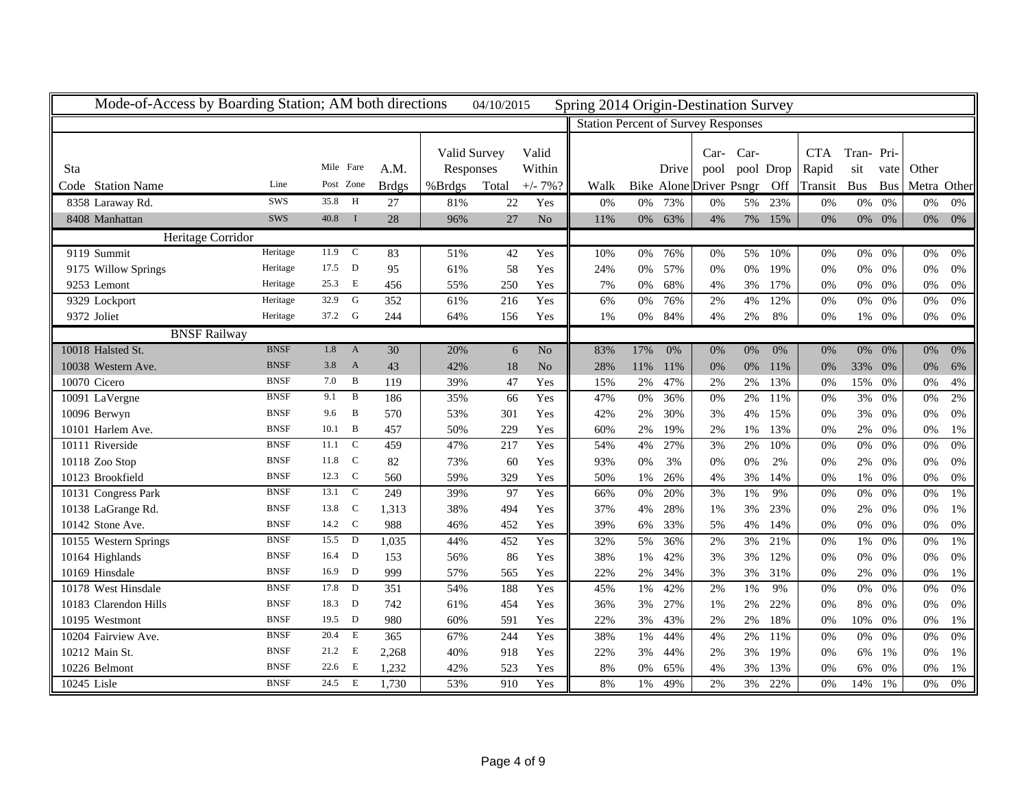Mode-of-Access by Boarding Station; AM both directions 04/10/2015 Spring 2014 Origin-Destination Survey

| Sta Code | Station Name | Line | Mile Post | Fare Zone | A.M. Brdgs | Valid Survey Responses %Brdgs | Valid Survey Responses Total | Valid Within +/- 7%? | Walk | Bike | Drive Alone | Car-pool Driver | Car-pool Psngr | Drop Off | CTA Rapid Transit | Tran-sit Bus | Pri-vate Bus | Other Metra | Other |
|---|---|---|---|---|---|---|---|---|---|---|---|---|---|---|---|---|---|---|---|
| 8358 | Laraway Rd. | SWS | 35.8 | H | 27 | 81% | 22 | Yes | 0% | 0% | 73% | 0% | 5% | 23% | 0% | 0% | 0% | 0% | 0% |
| 8408 | Manhattan | SWS | 40.8 | I | 28 | 96% | 27 | No | 11% | 0% | 63% | 4% | 7% | 15% | 0% | 0% | 0% | 0% | 0% |
| | **Heritage Corridor** | | | | | | | | | | | | | | | | | | |
| 9119 | Summit | Heritage | 11.9 | C | 83 | 51% | 42 | Yes | 10% | 0% | 76% | 0% | 5% | 10% | 0% | 0% | 0% | 0% | 0% |
| 9175 | Willow Springs | Heritage | 17.5 | D | 95 | 61% | 58 | Yes | 24% | 0% | 57% | 0% | 0% | 19% | 0% | 0% | 0% | 0% | 0% |
| 9253 | Lemont | Heritage | 25.3 | E | 456 | 55% | 250 | Yes | 7% | 0% | 68% | 4% | 3% | 17% | 0% | 0% | 0% | 0% | 0% |
| 9329 | Lockport | Heritage | 32.9 | G | 352 | 61% | 216 | Yes | 6% | 0% | 76% | 2% | 4% | 12% | 0% | 0% | 0% | 0% | 0% |
| 9372 | Joliet | Heritage | 37.2 | G | 244 | 64% | 156 | Yes | 1% | 0% | 84% | 4% | 2% | 8% | 0% | 1% | 0% | 0% | 0% |
| | **BNSF Railway** | | | | | | | | | | | | | | | | | | |
| 10018 | Halsted St. | BNSF | 1.8 | A | 30 | 20% | 6 | No | 83% | 17% | 0% | 0% | 0% | 0% | 0% | 0% | 0% | 0% | 0% |
| 10038 | Western Ave. | BNSF | 3.8 | A | 43 | 42% | 18 | No | 28% | 11% | 11% | 0% | 0% | 11% | 0% | 33% | 0% | 0% | 6% |
| 10070 | Cicero | BNSF | 7.0 | B | 119 | 39% | 47 | Yes | 15% | 2% | 47% | 2% | 2% | 13% | 0% | 15% | 0% | 0% | 4% |
| 10091 | LaVergne | BNSF | 9.1 | B | 186 | 35% | 66 | Yes | 47% | 0% | 36% | 0% | 2% | 11% | 0% | 3% | 0% | 0% | 2% |
| 10096 | Berwyn | BNSF | 9.6 | B | 570 | 53% | 301 | Yes | 42% | 2% | 30% | 3% | 4% | 15% | 0% | 3% | 0% | 0% | 0% |
| 10101 | Harlem Ave. | BNSF | 10.1 | B | 457 | 50% | 229 | Yes | 60% | 2% | 19% | 2% | 1% | 13% | 0% | 2% | 0% | 0% | 1% |
| 10111 | Riverside | BNSF | 11.1 | C | 459 | 47% | 217 | Yes | 54% | 4% | 27% | 3% | 2% | 10% | 0% | 0% | 0% | 0% | 0% |
| 10118 | Zoo Stop | BNSF | 11.8 | C | 82 | 73% | 60 | Yes | 93% | 0% | 3% | 0% | 0% | 2% | 0% | 2% | 0% | 0% | 0% |
| 10123 | Brookfield | BNSF | 12.3 | C | 560 | 59% | 329 | Yes | 50% | 1% | 26% | 4% | 3% | 14% | 0% | 1% | 0% | 0% | 0% |
| 10131 | Congress Park | BNSF | 13.1 | C | 249 | 39% | 97 | Yes | 66% | 0% | 20% | 3% | 1% | 9% | 0% | 0% | 0% | 0% | 1% |
| 10138 | LaGrange Rd. | BNSF | 13.8 | C | 1,313 | 38% | 494 | Yes | 37% | 4% | 28% | 1% | 3% | 23% | 0% | 2% | 0% | 0% | 1% |
| 10142 | Stone Ave. | BNSF | 14.2 | C | 988 | 46% | 452 | Yes | 39% | 6% | 33% | 5% | 4% | 14% | 0% | 0% | 0% | 0% | 0% |
| 10155 | Western Springs | BNSF | 15.5 | D | 1,035 | 44% | 452 | Yes | 32% | 5% | 36% | 2% | 3% | 21% | 0% | 1% | 0% | 0% | 1% |
| 10164 | Highlands | BNSF | 16.4 | D | 153 | 56% | 86 | Yes | 38% | 1% | 42% | 3% | 3% | 12% | 0% | 0% | 0% | 0% | 0% |
| 10169 | Hinsdale | BNSF | 16.9 | D | 999 | 57% | 565 | Yes | 22% | 2% | 34% | 3% | 3% | 31% | 0% | 2% | 0% | 0% | 1% |
| 10178 | West Hinsdale | BNSF | 17.8 | D | 351 | 54% | 188 | Yes | 45% | 1% | 42% | 2% | 1% | 9% | 0% | 0% | 0% | 0% | 0% |
| 10183 | Clarendon Hills | BNSF | 18.3 | D | 742 | 61% | 454 | Yes | 36% | 3% | 27% | 1% | 2% | 22% | 0% | 8% | 0% | 0% | 0% |
| 10195 | Westmont | BNSF | 19.5 | D | 980 | 60% | 591 | Yes | 22% | 3% | 43% | 2% | 2% | 18% | 0% | 10% | 0% | 0% | 1% |
| 10204 | Fairview Ave. | BNSF | 20.4 | E | 365 | 67% | 244 | Yes | 38% | 1% | 44% | 4% | 2% | 11% | 0% | 0% | 0% | 0% | 0% |
| 10212 | Main St. | BNSF | 21.2 | E | 2,268 | 40% | 918 | Yes | 22% | 3% | 44% | 2% | 3% | 19% | 0% | 6% | 1% | 0% | 1% |
| 10226 | Belmont | BNSF | 22.6 | E | 1,232 | 42% | 523 | Yes | 8% | 0% | 65% | 4% | 3% | 13% | 0% | 6% | 0% | 0% | 1% |
| 10245 | Lisle | BNSF | 24.5 | E | 1,730 | 53% | 910 | Yes | 8% | 1% | 49% | 2% | 3% | 22% | 0% | 14% | 1% | 0% | 0% |

Station Percent of Survey Responses: columns Walk through Other.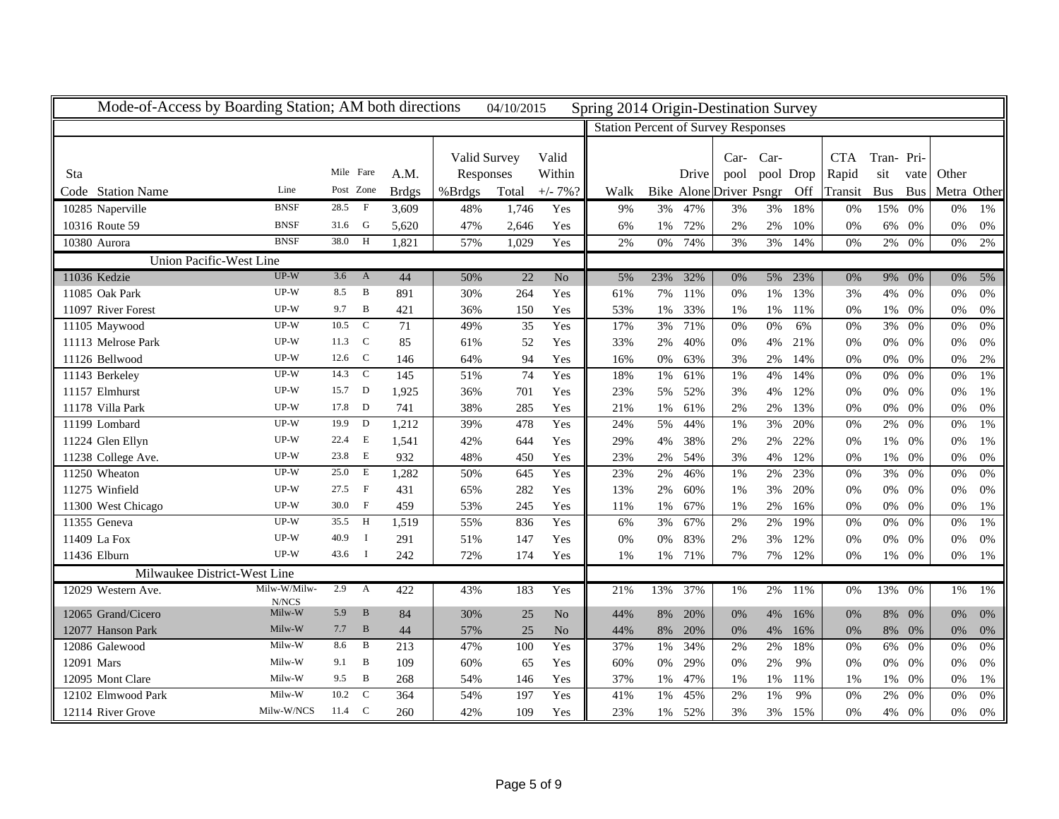Mode-of-Access by Boarding Station; AM both directions 04/10/2015 Spring 2014 Origin-Destination Survey

| Sta Code | Station Name | Line | Mile Post | Fare Zone | A.M. Brdgs | Valid Survey Responses %Brdgs | Valid Survey Responses Total | Valid Within +/- 7%? | Walk | Bike | Drive Alone | Car-pool Driver | Car-pool Psngr | Drop Off | CTA Rapid Transit | Tran-sit Bus | Pri-vate Bus | Other Metra | Other |
|---|---|---|---|---|---|---|---|---|---|---|---|---|---|---|---|---|---|---|---|
| 10285 | Naperville | BNSF | 28.5 | F | 3,609 | 48% | 1,746 | Yes | 9% | 3% | 47% | 3% | 3% | 18% | 0% | 15% | 0% | 0% | 1% |
| 10316 | Route 59 | BNSF | 31.6 | G | 5,620 | 47% | 2,646 | Yes | 6% | 1% | 72% | 2% | 2% | 10% | 0% | 6% | 0% | 0% | 0% |
| 10380 | Aurora | BNSF | 38.0 | H | 1,821 | 57% | 1,029 | Yes | 2% | 0% | 74% | 3% | 3% | 14% | 0% | 2% | 0% | 0% | 2% |
| | **Union Pacific-West Line** | | | | | | | | | | | | | | | | | | |
| 11036 | Kedzie | UP-W | 3.6 | A | 44 | 50% | 22 | No | 5% | 23% | 32% | 0% | 5% | 23% | 0% | 9% | 0% | 0% | 5% |
| 11085 | Oak Park | UP-W | 8.5 | B | 891 | 30% | 264 | Yes | 61% | 7% | 11% | 0% | 1% | 13% | 3% | 4% | 0% | 0% | 0% |
| 11097 | River Forest | UP-W | 9.7 | B | 421 | 36% | 150 | Yes | 53% | 1% | 33% | 1% | 1% | 11% | 0% | 1% | 0% | 0% | 0% |
| 11105 | Maywood | UP-W | 10.5 | C | 71 | 49% | 35 | Yes | 17% | 3% | 71% | 0% | 0% | 6% | 0% | 3% | 0% | 0% | 0% |
| 11113 | Melrose Park | UP-W | 11.3 | C | 85 | 61% | 52 | Yes | 33% | 2% | 40% | 0% | 4% | 21% | 0% | 0% | 0% | 0% | 0% |
| 11126 | Bellwood | UP-W | 12.6 | C | 146 | 64% | 94 | Yes | 16% | 0% | 63% | 3% | 2% | 14% | 0% | 0% | 0% | 0% | 2% |
| 11143 | Berkeley | UP-W | 14.3 | C | 145 | 51% | 74 | Yes | 18% | 1% | 61% | 1% | 4% | 14% | 0% | 0% | 0% | 0% | 1% |
| 11157 | Elmhurst | UP-W | 15.7 | D | 1,925 | 36% | 701 | Yes | 23% | 5% | 52% | 3% | 4% | 12% | 0% | 0% | 0% | 0% | 1% |
| 11178 | Villa Park | UP-W | 17.8 | D | 741 | 38% | 285 | Yes | 21% | 1% | 61% | 2% | 2% | 13% | 0% | 0% | 0% | 0% | 0% |
| 11199 | Lombard | UP-W | 19.9 | D | 1,212 | 39% | 478 | Yes | 24% | 5% | 44% | 1% | 3% | 20% | 0% | 2% | 0% | 0% | 1% |
| 11224 | Glen Ellyn | UP-W | 22.4 | E | 1,541 | 42% | 644 | Yes | 29% | 4% | 38% | 2% | 2% | 22% | 0% | 1% | 0% | 0% | 1% |
| 11238 | College Ave. | UP-W | 23.8 | E | 932 | 48% | 450 | Yes | 23% | 2% | 54% | 3% | 4% | 12% | 0% | 1% | 0% | 0% | 0% |
| 11250 | Wheaton | UP-W | 25.0 | E | 1,282 | 50% | 645 | Yes | 23% | 2% | 46% | 1% | 2% | 23% | 0% | 3% | 0% | 0% | 0% |
| 11275 | Winfield | UP-W | 27.5 | F | 431 | 65% | 282 | Yes | 13% | 2% | 60% | 1% | 3% | 20% | 0% | 0% | 0% | 0% | 0% |
| 11300 | West Chicago | UP-W | 30.0 | F | 459 | 53% | 245 | Yes | 11% | 1% | 67% | 1% | 2% | 16% | 0% | 0% | 0% | 0% | 1% |
| 11355 | Geneva | UP-W | 35.5 | H | 1,519 | 55% | 836 | Yes | 6% | 3% | 67% | 2% | 2% | 19% | 0% | 0% | 0% | 0% | 1% |
| 11409 | La Fox | UP-W | 40.9 | I | 291 | 51% | 147 | Yes | 0% | 0% | 83% | 2% | 3% | 12% | 0% | 0% | 0% | 0% | 0% |
| 11436 | Elburn | UP-W | 43.6 | I | 242 | 72% | 174 | Yes | 1% | 1% | 71% | 7% | 7% | 12% | 0% | 1% | 0% | 0% | 1% |
| | **Milwaukee District-West Line** | | | | | | | | | | | | | | | | | | |
| 12029 | Western Ave. | Milw-W/Milw-N/NCS | 2.9 | A | 422 | 43% | 183 | Yes | 21% | 13% | 37% | 1% | 2% | 11% | 0% | 13% | 0% | 1% | 1% |
| 12065 | Grand/Cicero | Milw-W | 5.9 | B | 84 | 30% | 25 | No | 44% | 8% | 20% | 0% | 4% | 16% | 0% | 8% | 0% | 0% | 0% |
| 12077 | Hanson Park | Milw-W | 7.7 | B | 44 | 57% | 25 | No | 44% | 8% | 20% | 0% | 4% | 16% | 0% | 8% | 0% | 0% | 0% |
| 12086 | Galewood | Milw-W | 8.6 | B | 213 | 47% | 100 | Yes | 37% | 1% | 34% | 2% | 2% | 18% | 0% | 6% | 0% | 0% | 0% |
| 12091 | Mars | Milw-W | 9.1 | B | 109 | 60% | 65 | Yes | 60% | 0% | 29% | 0% | 2% | 9% | 0% | 0% | 0% | 0% | 0% |
| 12095 | Mont Clare | Milw-W | 9.5 | B | 268 | 54% | 146 | Yes | 37% | 1% | 47% | 1% | 1% | 11% | 1% | 1% | 0% | 0% | 1% |
| 12102 | Elmwood Park | Milw-W | 10.2 | C | 364 | 54% | 197 | Yes | 41% | 1% | 45% | 2% | 1% | 9% | 0% | 2% | 0% | 0% | 0% |
| 12114 | River Grove | Milw-W/NCS | 11.4 | C | 260 | 42% | 109 | Yes | 23% | 1% | 52% | 3% | 3% | 15% | 0% | 4% | 0% | 0% | 0% |

Station Percent of Survey Responses: columns Walk through Other.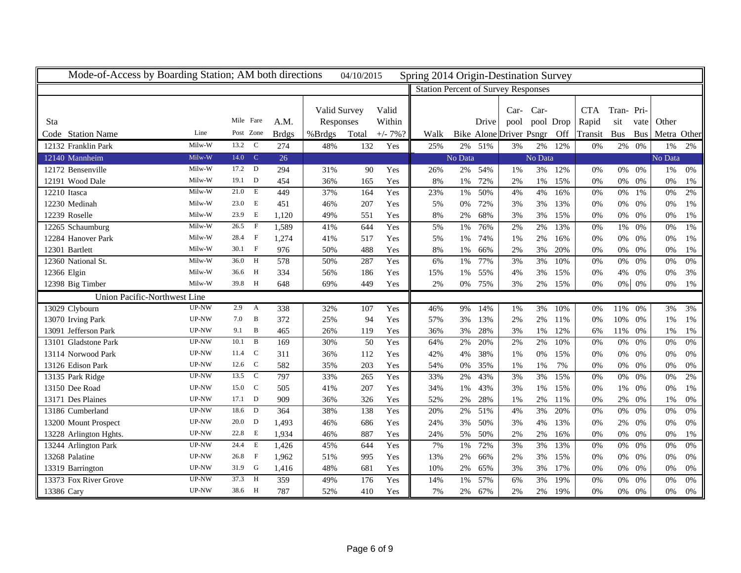Mode-of-Access by Boarding Station; AM both directions 04/10/2015 Spring 2014 Origin-Destination Survey

| Sta Code | Station Name | Line | Mile Post | Fare Zone | A.M. Brdgs | Valid Survey Responses %Brdgs | Valid Survey Responses Total | Valid Within +/- 7%? | Walk | Bike | Drive Alone | Car-pool Driver | Car-pool Psngr | Drop Off | CTA Rapid Transit | Tran-sit Bus | Pri-vate Bus | Other Metra | Other |
|---|---|---|---|---|---|---|---|---|---|---|---|---|---|---|---|---|---|---|---|
| | | | | | | | | | **Station Percent of Survey Responses** | | | | | | | | | | |
| 12132 | Franklin Park | Milw-W | 13.2 | C | 274 | 48% | 132 | Yes | 25% | 2% | 51% | 3% | 2% | 12% | 0% | 2% | 0% | 1% | 2% |
| 12140 | Mannheim | Milw-W | 14.0 | C | 26 | | | | | No Data | | | No Data | | | | | No Data | |
| 12172 | Bensenville | Milw-W | 17.2 | D | 294 | 31% | 90 | Yes | 26% | 2% | 54% | 1% | 3% | 12% | 0% | 0% | 0% | 1% | 0% |
| 12191 | Wood Dale | Milw-W | 19.1 | D | 454 | 36% | 165 | Yes | 8% | 1% | 72% | 2% | 1% | 15% | 0% | 0% | 0% | 0% | 1% |
| 12210 | Itasca | Milw-W | 21.0 | E | 449 | 37% | 164 | Yes | 23% | 1% | 50% | 4% | 4% | 16% | 0% | 0% | 1% | 0% | 2% |
| 12230 | Medinah | Milw-W | 23.0 | E | 451 | 46% | 207 | Yes | 5% | 0% | 72% | 3% | 3% | 13% | 0% | 0% | 0% | 0% | 1% |
| 12239 | Roselle | Milw-W | 23.9 | E | 1,120 | 49% | 551 | Yes | 8% | 2% | 68% | 3% | 3% | 15% | 0% | 0% | 0% | 0% | 1% |
| 12265 | Schaumburg | Milw-W | 26.5 | F | 1,589 | 41% | 644 | Yes | 5% | 1% | 76% | 2% | 2% | 13% | 0% | 1% | 0% | 0% | 1% |
| 12284 | Hanover Park | Milw-W | 28.4 | F | 1,274 | 41% | 517 | Yes | 5% | 1% | 74% | 1% | 2% | 16% | 0% | 0% | 0% | 0% | 1% |
| 12301 | Bartlett | Milw-W | 30.1 | F | 976 | 50% | 488 | Yes | 8% | 1% | 66% | 2% | 3% | 20% | 0% | 0% | 0% | 0% | 1% |
| 12360 | National St. | Milw-W | 36.0 | H | 578 | 50% | 287 | Yes | 6% | 1% | 77% | 3% | 3% | 10% | 0% | 0% | 0% | 0% | 0% |
| 12366 | Elgin | Milw-W | 36.6 | H | 334 | 56% | 186 | Yes | 15% | 1% | 55% | 4% | 3% | 15% | 0% | 4% | 0% | 0% | 3% |
| 12398 | Big Timber | Milw-W | 39.8 | H | 648 | 69% | 449 | Yes | 2% | 0% | 75% | 3% | 2% | 15% | 0% | 0% | 0% | 0% | 1% |
| | **Union Pacific-Northwest Line** | | | | | | | | | | | | | | | | | | |
| 13029 | Clybourn | UP-NW | 2.9 | A | 338 | 32% | 107 | Yes | 46% | 9% | 14% | 1% | 3% | 10% | 0% | 11% | 0% | 3% | 3% |
| 13070 | Irving Park | UP-NW | 7.0 | B | 372 | 25% | 94 | Yes | 57% | 3% | 13% | 2% | 2% | 11% | 0% | 10% | 0% | 1% | 1% |
| 13091 | Jefferson Park | UP-NW | 9.1 | B | 465 | 26% | 119 | Yes | 36% | 3% | 28% | 3% | 1% | 12% | 6% | 11% | 0% | 1% | 1% |
| 13101 | Gladstone Park | UP-NW | 10.1 | B | 169 | 30% | 50 | Yes | 64% | 2% | 20% | 2% | 2% | 10% | 0% | 0% | 0% | 0% | 0% |
| 13114 | Norwood Park | UP-NW | 11.4 | C | 311 | 36% | 112 | Yes | 42% | 4% | 38% | 1% | 0% | 15% | 0% | 0% | 0% | 0% | 0% |
| 13126 | Edison Park | UP-NW | 12.6 | C | 582 | 35% | 203 | Yes | 54% | 0% | 35% | 1% | 1% | 7% | 0% | 0% | 0% | 0% | 0% |
| 13135 | Park Ridge | UP-NW | 13.5 | C | 797 | 33% | 265 | Yes | 33% | 2% | 43% | 3% | 3% | 15% | 0% | 0% | 0% | 0% | 2% |
| 13150 | Dee Road | UP-NW | 15.0 | C | 505 | 41% | 207 | Yes | 34% | 1% | 43% | 3% | 1% | 15% | 0% | 1% | 0% | 0% | 1% |
| 13171 | Des Plaines | UP-NW | 17.1 | D | 909 | 36% | 326 | Yes | 52% | 2% | 28% | 1% | 2% | 11% | 0% | 2% | 0% | 1% | 0% |
| 13186 | Cumberland | UP-NW | 18.6 | D | 364 | 38% | 138 | Yes | 20% | 2% | 51% | 4% | 3% | 20% | 0% | 0% | 0% | 0% | 0% |
| 13200 | Mount Prospect | UP-NW | 20.0 | D | 1,493 | 46% | 686 | Yes | 24% | 3% | 50% | 3% | 4% | 13% | 0% | 2% | 0% | 0% | 0% |
| 13228 | Arlington Hghts. | UP-NW | 22.8 | E | 1,934 | 46% | 887 | Yes | 24% | 5% | 50% | 2% | 2% | 16% | 0% | 0% | 0% | 0% | 1% |
| 13244 | Arlington Park | UP-NW | 24.4 | E | 1,426 | 45% | 644 | Yes | 7% | 1% | 72% | 3% | 3% | 13% | 0% | 0% | 0% | 0% | 0% |
| 13268 | Palatine | UP-NW | 26.8 | F | 1,962 | 51% | 995 | Yes | 13% | 2% | 66% | 2% | 3% | 15% | 0% | 0% | 0% | 0% | 0% |
| 13319 | Barrington | UP-NW | 31.9 | G | 1,416 | 48% | 681 | Yes | 10% | 2% | 65% | 3% | 3% | 17% | 0% | 0% | 0% | 0% | 0% |
| 13373 | Fox River Grove | UP-NW | 37.3 | H | 359 | 49% | 176 | Yes | 14% | 1% | 57% | 6% | 3% | 19% | 0% | 0% | 0% | 0% | 0% |
| 13386 | Cary | UP-NW | 38.6 | H | 787 | 52% | 410 | Yes | 7% | 2% | 67% | 2% | 2% | 19% | 0% | 0% | 0% | 0% | 0% |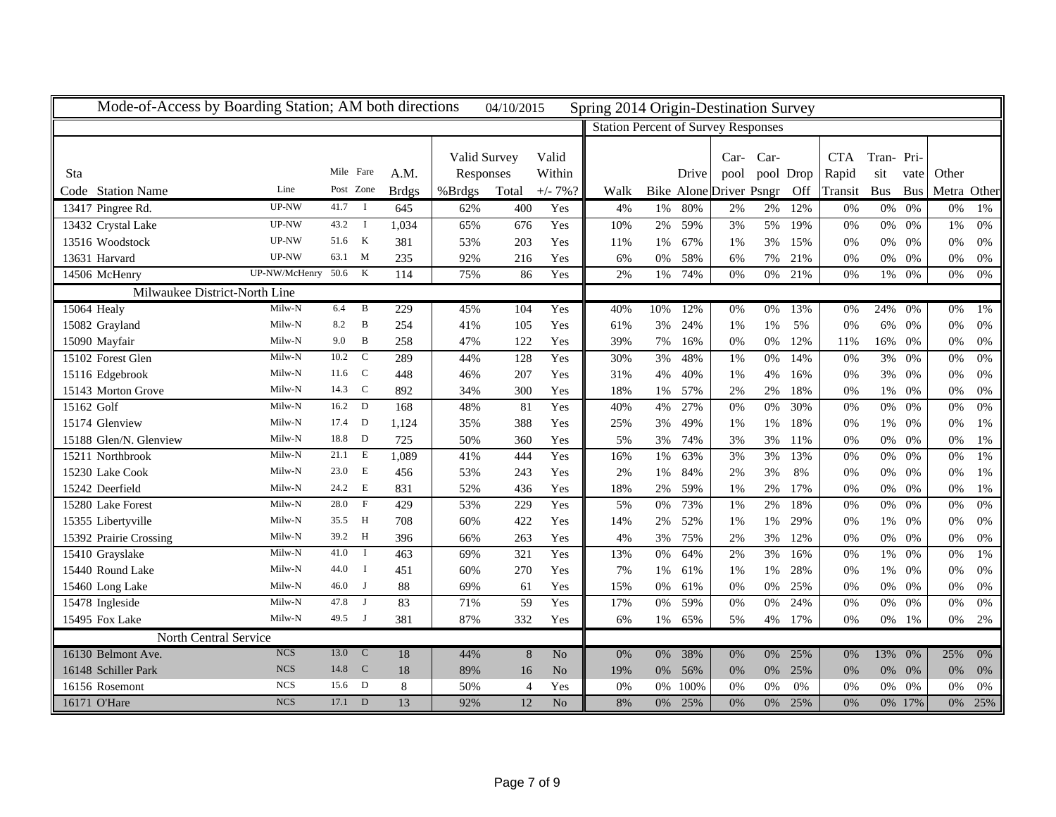# Mode-of-Access by Boarding Station; AM both directions

04/10/2015

Spring 2014 Origin-Destination Survey

| Sta Code | Station Name | Line | Mile Post | Fare Zone | A.M. Brdgs | Valid Survey Responses %Brdgs | Valid Survey Responses Total | Valid Within +/- 7%? | Walk | Bike | Drive Alone | Car-pool Driver | Car-pool Psngr | Drop Off | CTA Rapid Transit | Transit Bus | Private Bus | Other Metra | Other |
|---|---|---|---|---|---|---|---|---|---|---|---|---|---|---|---|---|---|---|---|
| | | | | | | | | | Station Percent of Survey Responses | | | | | | | | | | |
| 13417 | Pingree Rd. | UP-NW | 41.7 | I | 645 | 62% | 400 | Yes | 4% | 1% | 80% | 2% | 2% | 12% | 0% | 0% | 0% | 0% | 1% |
| 13432 | Crystal Lake | UP-NW | 43.2 | I | 1,034 | 65% | 676 | Yes | 10% | 2% | 59% | 3% | 5% | 19% | 0% | 0% | 0% | 1% | 0% |
| 13516 | Woodstock | UP-NW | 51.6 | K | 381 | 53% | 203 | Yes | 11% | 1% | 67% | 1% | 3% | 15% | 0% | 0% | 0% | 0% | 0% |
| 13631 | Harvard | UP-NW | 63.1 | M | 235 | 92% | 216 | Yes | 6% | 0% | 58% | 6% | 7% | 21% | 0% | 0% | 0% | 0% | 0% |
| 14506 | McHenry | UP-NW/McHenry | 50.6 | K | 114 | 75% | 86 | Yes | 2% | 1% | 74% | 0% | 0% | 21% | 0% | 1% | 0% | 0% | 0% |
| | **Milwaukee District-North Line** | | | | | | | | | | | | | | | | | | |
| 15064 | Healy | Milw-N | 6.4 | B | 229 | 45% | 104 | Yes | 40% | 10% | 12% | 0% | 0% | 13% | 0% | 24% | 0% | 0% | 1% |
| 15082 | Grayland | Milw-N | 8.2 | B | 254 | 41% | 105 | Yes | 61% | 3% | 24% | 1% | 1% | 5% | 0% | 6% | 0% | 0% | 0% |
| 15090 | Mayfair | Milw-N | 9.0 | B | 258 | 47% | 122 | Yes | 39% | 7% | 16% | 0% | 0% | 12% | 11% | 16% | 0% | 0% | 0% |
| 15102 | Forest Glen | Milw-N | 10.2 | C | 289 | 44% | 128 | Yes | 30% | 3% | 48% | 1% | 0% | 14% | 0% | 3% | 0% | 0% | 0% |
| 15116 | Edgebrook | Milw-N | 11.6 | C | 448 | 46% | 207 | Yes | 31% | 4% | 40% | 1% | 4% | 16% | 0% | 3% | 0% | 0% | 0% |
| 15143 | Morton Grove | Milw-N | 14.3 | C | 892 | 34% | 300 | Yes | 18% | 1% | 57% | 2% | 2% | 18% | 0% | 1% | 0% | 0% | 0% |
| 15162 | Golf | Milw-N | 16.2 | D | 168 | 48% | 81 | Yes | 40% | 4% | 27% | 0% | 0% | 30% | 0% | 0% | 0% | 0% | 0% |
| 15174 | Glenview | Milw-N | 17.4 | D | 1,124 | 35% | 388 | Yes | 25% | 3% | 49% | 1% | 1% | 18% | 0% | 1% | 0% | 0% | 1% |
| 15188 | Glen/N. Glenview | Milw-N | 18.8 | D | 725 | 50% | 360 | Yes | 5% | 3% | 74% | 3% | 3% | 11% | 0% | 0% | 0% | 0% | 1% |
| 15211 | Northbrook | Milw-N | 21.1 | E | 1,089 | 41% | 444 | Yes | 16% | 1% | 63% | 3% | 3% | 13% | 0% | 0% | 0% | 0% | 1% |
| 15230 | Lake Cook | Milw-N | 23.0 | E | 456 | 53% | 243 | Yes | 2% | 1% | 84% | 2% | 3% | 8% | 0% | 0% | 0% | 0% | 1% |
| 15242 | Deerfield | Milw-N | 24.2 | E | 831 | 52% | 436 | Yes | 18% | 2% | 59% | 1% | 2% | 17% | 0% | 0% | 0% | 0% | 1% |
| 15280 | Lake Forest | Milw-N | 28.0 | F | 429 | 53% | 229 | Yes | 5% | 0% | 73% | 1% | 2% | 18% | 0% | 0% | 0% | 0% | 0% |
| 15355 | Libertyville | Milw-N | 35.5 | H | 708 | 60% | 422 | Yes | 14% | 2% | 52% | 1% | 1% | 29% | 0% | 1% | 0% | 0% | 0% |
| 15392 | Prairie Crossing | Milw-N | 39.2 | H | 396 | 66% | 263 | Yes | 4% | 3% | 75% | 2% | 3% | 12% | 0% | 0% | 0% | 0% | 0% |
| 15410 | Grayslake | Milw-N | 41.0 | I | 463 | 69% | 321 | Yes | 13% | 0% | 64% | 2% | 3% | 16% | 0% | 1% | 0% | 0% | 1% |
| 15440 | Round Lake | Milw-N | 44.0 | I | 451 | 60% | 270 | Yes | 7% | 1% | 61% | 1% | 1% | 28% | 0% | 1% | 0% | 0% | 0% |
| 15460 | Long Lake | Milw-N | 46.0 | J | 88 | 69% | 61 | Yes | 15% | 0% | 61% | 0% | 0% | 25% | 0% | 0% | 0% | 0% | 0% |
| 15478 | Ingleside | Milw-N | 47.8 | J | 83 | 71% | 59 | Yes | 17% | 0% | 59% | 0% | 0% | 24% | 0% | 0% | 0% | 0% | 0% |
| 15495 | Fox Lake | Milw-N | 49.5 | J | 381 | 87% | 332 | Yes | 6% | 1% | 65% | 5% | 4% | 17% | 0% | 0% | 1% | 0% | 2% |
| | **North Central Service** | | | | | | | | | | | | | | | | | | |
| 16130 | Belmont Ave. | NCS | 13.0 | C | 18 | 44% | 8 | No | 0% | 0% | 38% | 0% | 0% | 25% | 0% | 13% | 0% | 25% | 0% |
| 16148 | Schiller Park | NCS | 14.8 | C | 18 | 89% | 16 | No | 19% | 0% | 56% | 0% | 0% | 25% | 0% | 0% | 0% | 0% | 0% |
| 16156 | Rosemont | NCS | 15.6 | D | 8 | 50% | 4 | Yes | 0% | 0% | 100% | 0% | 0% | 0% | 0% | 0% | 0% | 0% | 0% |
| 16171 | O'Hare | NCS | 17.1 | D | 13 | 92% | 12 | No | 8% | 0% | 25% | 0% | 0% | 25% | 0% | 0% | 17% | 0% | 25% |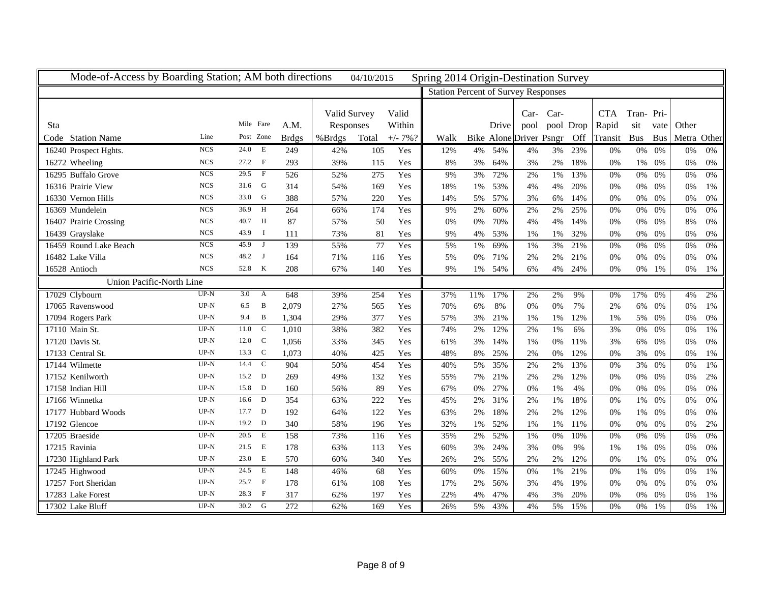## Mode-of-Access by Boarding Station; AM both directions 04/10/2015 Spring 2014 Origin-Destination Survey

| Sta Code | Station Name | Line | Mile Post | Fare Zone | A.M. Brdgs | Valid Survey Responses %Brdgs | Valid Survey Responses Total | Valid Within +/- 7%? | Walk | Bike | Drive Alone | Car-pool Driver | Car-pool Psngr | Drop Off | CTA Rapid Transit | Tran-sit Bus | Pri-vate Bus | Other Metra | Other |
|---|---|---|---|---|---|---|---|---|---|---|---|---|---|---|---|---|---|---|---|
| 16240 | Prospect Hghts. | NCS | 24.0 | E | 249 | 42% | 105 | Yes | 12% | 4% | 54% | 4% | 3% | 23% | 0% | 0% | 0% | 0% | 0% |
| 16272 | Wheeling | NCS | 27.2 | F | 293 | 39% | 115 | Yes | 8% | 3% | 64% | 3% | 2% | 18% | 0% | 1% | 0% | 0% | 0% |
| 16295 | Buffalo Grove | NCS | 29.5 | F | 526 | 52% | 275 | Yes | 9% | 3% | 72% | 2% | 1% | 13% | 0% | 0% | 0% | 0% | 0% |
| 16316 | Prairie View | NCS | 31.6 | G | 314 | 54% | 169 | Yes | 18% | 1% | 53% | 4% | 4% | 20% | 0% | 0% | 0% | 0% | 1% |
| 16330 | Vernon Hills | NCS | 33.0 | G | 388 | 57% | 220 | Yes | 14% | 5% | 57% | 3% | 6% | 14% | 0% | 0% | 0% | 0% | 0% |
| 16369 | Mundelein | NCS | 36.9 | H | 264 | 66% | 174 | Yes | 9% | 2% | 60% | 2% | 2% | 25% | 0% | 0% | 0% | 0% | 0% |
| 16407 | Prairie Crossing | NCS | 40.7 | H | 87 | 57% | 50 | Yes | 0% | 0% | 70% | 4% | 4% | 14% | 0% | 0% | 0% | 8% | 0% |
| 16439 | Grayslake | NCS | 43.9 | I | 111 | 73% | 81 | Yes | 9% | 4% | 53% | 1% | 1% | 32% | 0% | 0% | 0% | 0% | 0% |
| 16459 | Round Lake Beach | NCS | 45.9 | J | 139 | 55% | 77 | Yes | 5% | 1% | 69% | 1% | 3% | 21% | 0% | 0% | 0% | 0% | 0% |
| 16482 | Lake Villa | NCS | 48.2 | J | 164 | 71% | 116 | Yes | 5% | 0% | 71% | 2% | 2% | 21% | 0% | 0% | 0% | 0% | 0% |
| 16528 | Antioch | NCS | 52.8 | K | 208 | 67% | 140 | Yes | 9% | 1% | 54% | 6% | 4% | 24% | 0% | 0% | 1% | 0% | 1% |
| | **Union Pacific-North Line** | | | | | | | | | | | | | | | | | | |
| 17029 | Clybourn | UP-N | 3.0 | A | 648 | 39% | 254 | Yes | 37% | 11% | 17% | 2% | 2% | 9% | 0% | 17% | 0% | 4% | 2% |
| 17065 | Ravenswood | UP-N | 6.5 | B | 2,079 | 27% | 565 | Yes | 70% | 6% | 8% | 0% | 0% | 7% | 2% | 6% | 0% | 0% | 1% |
| 17094 | Rogers Park | UP-N | 9.4 | B | 1,304 | 29% | 377 | Yes | 57% | 3% | 21% | 1% | 1% | 12% | 1% | 5% | 0% | 0% | 0% |
| 17110 | Main St. | UP-N | 11.0 | C | 1,010 | 38% | 382 | Yes | 74% | 2% | 12% | 2% | 1% | 6% | 3% | 0% | 0% | 0% | 1% |
| 17120 | Davis St. | UP-N | 12.0 | C | 1,056 | 33% | 345 | Yes | 61% | 3% | 14% | 1% | 0% | 11% | 3% | 6% | 0% | 0% | 0% |
| 17133 | Central St. | UP-N | 13.3 | C | 1,073 | 40% | 425 | Yes | 48% | 8% | 25% | 2% | 0% | 12% | 0% | 3% | 0% | 0% | 1% |
| 17144 | Wilmette | UP-N | 14.4 | C | 904 | 50% | 454 | Yes | 40% | 5% | 35% | 2% | 2% | 13% | 0% | 3% | 0% | 0% | 1% |
| 17152 | Kenilworth | UP-N | 15.2 | D | 269 | 49% | 132 | Yes | 55% | 7% | 21% | 2% | 2% | 12% | 0% | 0% | 0% | 0% | 2% |
| 17158 | Indian Hill | UP-N | 15.8 | D | 160 | 56% | 89 | Yes | 67% | 0% | 27% | 0% | 1% | 4% | 0% | 0% | 0% | 0% | 0% |
| 17166 | Winnetka | UP-N | 16.6 | D | 354 | 63% | 222 | Yes | 45% | 2% | 31% | 2% | 1% | 18% | 0% | 1% | 0% | 0% | 0% |
| 17177 | Hubbard Woods | UP-N | 17.7 | D | 192 | 64% | 122 | Yes | 63% | 2% | 18% | 2% | 2% | 12% | 0% | 1% | 0% | 0% | 0% |
| 17192 | Glencoe | UP-N | 19.2 | D | 340 | 58% | 196 | Yes | 32% | 1% | 52% | 1% | 1% | 11% | 0% | 0% | 0% | 0% | 2% |
| 17205 | Braeside | UP-N | 20.5 | E | 158 | 73% | 116 | Yes | 35% | 2% | 52% | 1% | 0% | 10% | 0% | 0% | 0% | 0% | 0% |
| 17215 | Ravinia | UP-N | 21.5 | E | 178 | 63% | 113 | Yes | 60% | 3% | 24% | 3% | 0% | 9% | 1% | 1% | 0% | 0% | 0% |
| 17230 | Highland Park | UP-N | 23.0 | E | 570 | 60% | 340 | Yes | 26% | 2% | 55% | 2% | 2% | 12% | 0% | 1% | 0% | 0% | 0% |
| 17245 | Highwood | UP-N | 24.5 | E | 148 | 46% | 68 | Yes | 60% | 0% | 15% | 0% | 1% | 21% | 0% | 1% | 0% | 0% | 1% |
| 17257 | Fort Sheridan | UP-N | 25.7 | F | 178 | 61% | 108 | Yes | 17% | 2% | 56% | 3% | 4% | 19% | 0% | 0% | 0% | 0% | 0% |
| 17283 | Lake Forest | UP-N | 28.3 | F | 317 | 62% | 197 | Yes | 22% | 4% | 47% | 4% | 3% | 20% | 0% | 0% | 0% | 0% | 1% |
| 17302 | Lake Bluff | UP-N | 30.2 | G | 272 | 62% | 169 | Yes | 26% | 5% | 43% | 4% | 5% | 15% | 0% | 0% | 1% | 0% | 1% |

Station Percent of Survey Responses: columns Walk through Other.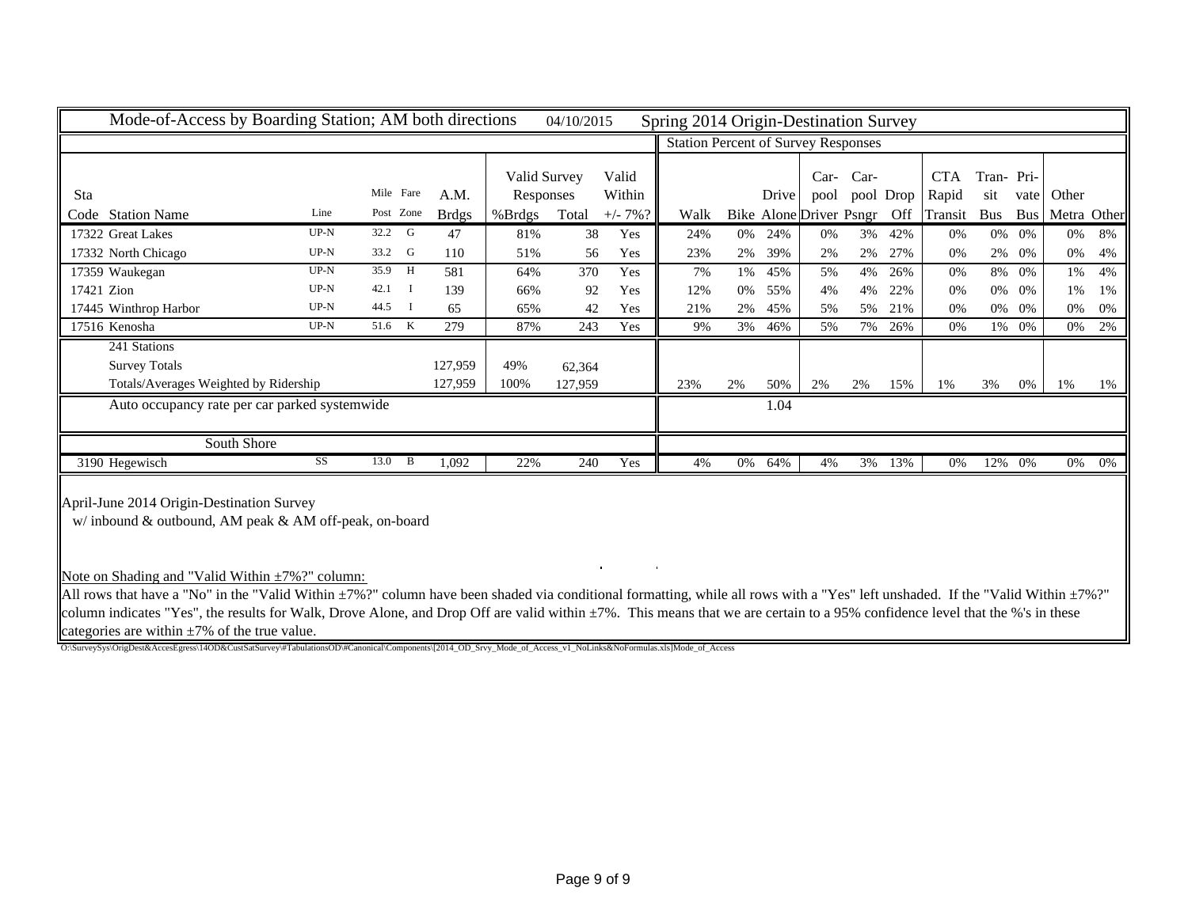Mode-of-Access by Boarding Station; AM both directions 04/10/2015 Spring 2014 Origin-Destination Survey

| Sta Code | Station Name | Line | Mile Post | Fare Zone | A.M. Brdgs | Valid Survey Responses %Brdgs | Valid Survey Responses Total | Valid Within +/- 7%? | Walk | Bike | Drive Alone | Car-pool Driver | Car-pool Psngr | Drop Off | CTA Rapid Transit | Tran-sit Bus | Pri-vate Bus | Other Metra | Other |
|---|---|---|---|---|---|---|---|---|---|---|---|---|---|---|---|---|---|---|---|
| 17322 | Great Lakes | UP-N | 32.2 | G | 47 | 81% | 38 | Yes | 24% | 0% | 24% | 0% | 3% | 42% | 0% | 0% | 0% | 0% | 8% |
| 17332 | North Chicago | UP-N | 33.2 | G | 110 | 51% | 56 | Yes | 23% | 2% | 39% | 2% | 2% | 27% | 0% | 2% | 0% | 0% | 4% |
| 17359 | Waukegan | UP-N | 35.9 | H | 581 | 64% | 370 | Yes | 7% | 1% | 45% | 5% | 4% | 26% | 0% | 8% | 0% | 1% | 4% |
| 17421 | Zion | UP-N | 42.1 | I | 139 | 66% | 92 | Yes | 12% | 0% | 55% | 4% | 4% | 22% | 0% | 0% | 0% | 1% | 1% |
| 17445 | Winthrop Harbor | UP-N | 44.5 | I | 65 | 65% | 42 | Yes | 21% | 2% | 45% | 5% | 5% | 21% | 0% | 0% | 0% | 0% | 0% |
| 17516 | Kenosha | UP-N | 51.6 | K | 279 | 87% | 243 | Yes | 9% | 3% | 46% | 5% | 7% | 26% | 0% | 1% | 0% | 0% | 2% |
| | 241 Stations | | | | | | | | | | | | | | | | | | |
| | Survey Totals | | | | 127,959 | 49% | 62,364 | | | | | | | | | | | | |
| | Totals/Averages Weighted by Ridership | | | | 127,959 | 100% | 127,959 | | 23% | 2% | 50% | 2% | 2% | 15% | 1% | 3% | 0% | 1% | 1% |
| | Auto occupancy rate per car parked systemwide | | | | | | | | | | 1.04 | | | | | | | | |
| | South Shore | | | | | | | | | | | | | | | | | | |
| 3190 | Hegewisch | SS | 13.0 | B | 1,092 | 22% | 240 | Yes | 4% | 0% | 64% | 4% | 3% | 13% | 0% | 12% | 0% | 0% | 0% |

April-June 2014 Origin-Destination Survey
w/ inbound & outbound, AM peak & AM off-peak, on-board

Note on Shading and "Valid Within ±7%?" column:

All rows that have a "No" in the "Valid Within ±7%?" column have been shaded via conditional formatting, while all rows with a "Yes" left unshaded. If the "Valid Within ±7%?" column indicates "Yes", the results for Walk, Drove Alone, and Drop Off are valid within ±7%. This means that we are certain to a 95% confidence level that the %'s in these categories are within ±7% of the true value.

O:\SurveySys\OrigDest&AccesEgress\14OD&CustSatSurvey\#TabulationsOD\#Canonical\Components\[2014_OD_Srvy_Mode_of_Access_v1_NoLinks&NoFormulas.xls]Mode_of_Access